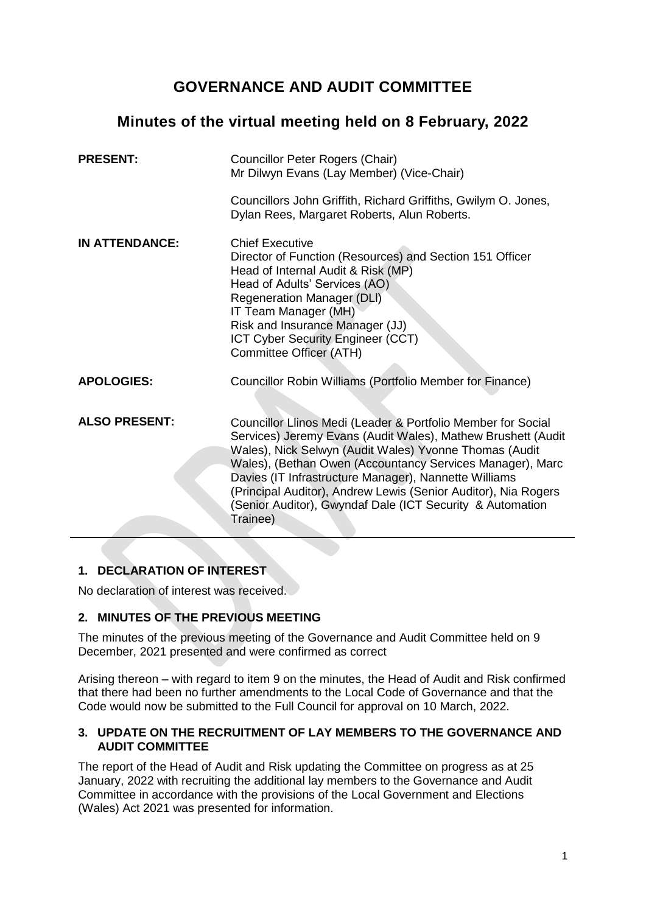# GOVERNANCE AND AUDIT COMMITTEE

## Minutes of the virtual meeting held on 8 February, 2022

| | |
|---|---|
| **PRESENT:** | Councillor Peter Rogers (Chair)<br>Mr Dilwyn Evans (Lay Member) (Vice-Chair)<br><br>Councillors John Griffith, Richard Griffiths, Gwilym O. Jones, Dylan Rees, Margaret Roberts, Alun Roberts. |
| **IN ATTENDANCE:** | Chief Executive<br>Director of Function (Resources) and Section 151 Officer<br>Head of Internal Audit & Risk (MP)<br>Head of Adults' Services (AO)<br>Regeneration Manager (DLI)<br>IT Team Manager (MH)<br>Risk and Insurance Manager (JJ)<br>ICT Cyber Security Engineer (CCT)<br>Committee Officer (ATH) |
| **APOLOGIES:** | Councillor Robin Williams (Portfolio Member for Finance) |
| **ALSO PRESENT:** | Councillor Llinos Medi (Leader & Portfolio Member for Social Services) Jeremy Evans (Audit Wales), Mathew Brushett (Audit Wales), Nick Selwyn (Audit Wales) Yvonne Thomas (Audit Wales), (Bethan Owen (Accountancy Services Manager), Marc Davies (IT Infrastructure Manager), Nannette Williams (Principal Auditor), Andrew Lewis (Senior Auditor), Nia Rogers (Senior Auditor), Gwyndaf Dale (ICT Security & Automation Trainee) |

### 1. DECLARATION OF INTEREST

No declaration of interest was received.

### 2. MINUTES OF THE PREVIOUS MEETING

The minutes of the previous meeting of the Governance and Audit Committee held on 9 December, 2021 presented and were confirmed as correct

Arising thereon – with regard to item 9 on the minutes, the Head of Audit and Risk confirmed that there had been no further amendments to the Local Code of Governance and that the Code would now be submitted to the Full Council for approval on 10 March, 2022.

### 3. UPDATE ON THE RECRUITMENT OF LAY MEMBERS TO THE GOVERNANCE AND AUDIT COMMITTEE

The report of the Head of Audit and Risk updating the Committee on progress as at 25 January, 2022 with recruiting the additional lay members to the Governance and Audit Committee in accordance with the provisions of the Local Government and Elections (Wales) Act 2021 was presented for information.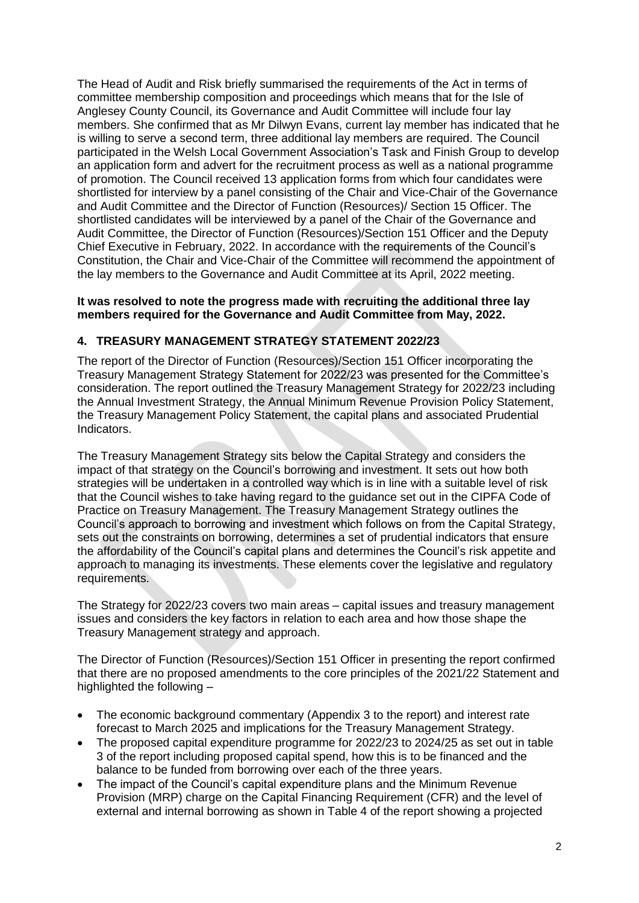The Head of Audit and Risk briefly summarised the requirements of the Act in terms of committee membership composition and proceedings which means that for the Isle of Anglesey County Council, its Governance and Audit Committee will include four lay members. She confirmed that as Mr Dilwyn Evans, current lay member has indicated that he is willing to serve a second term, three additional lay members are required. The Council participated in the Welsh Local Government Association's Task and Finish Group to develop an application form and advert for the recruitment process as well as a national programme of promotion. The Council received 13 application forms from which four candidates were shortlisted for interview by a panel consisting of the Chair and Vice-Chair of the Governance and Audit Committee and the Director of Function (Resources)/ Section 15 Officer. The shortlisted candidates will be interviewed by a panel of the Chair of the Governance and Audit Committee, the Director of Function (Resources)/Section 151 Officer and the Deputy Chief Executive in February, 2022. In accordance with the requirements of the Council's Constitution, the Chair and Vice-Chair of the Committee will recommend the appointment of the lay members to the Governance and Audit Committee at its April, 2022 meeting.

**It was resolved to note the progress made with recruiting the additional three lay members required for the Governance and Audit Committee from May, 2022.**

## 4. TREASURY MANAGEMENT STRATEGY STATEMENT 2022/23

The report of the Director of Function (Resources)/Section 151 Officer incorporating the Treasury Management Strategy Statement for 2022/23 was presented for the Committee's consideration. The report outlined the Treasury Management Strategy for 2022/23 including the Annual Investment Strategy, the Annual Minimum Revenue Provision Policy Statement, the Treasury Management Policy Statement, the capital plans and associated Prudential Indicators.

The Treasury Management Strategy sits below the Capital Strategy and considers the impact of that strategy on the Council's borrowing and investment. It sets out how both strategies will be undertaken in a controlled way which is in line with a suitable level of risk that the Council wishes to take having regard to the guidance set out in the CIPFA Code of Practice on Treasury Management. The Treasury Management Strategy outlines the Council's approach to borrowing and investment which follows on from the Capital Strategy, sets out the constraints on borrowing, determines a set of prudential indicators that ensure the affordability of the Council's capital plans and determines the Council's risk appetite and approach to managing its investments. These elements cover the legislative and regulatory requirements.

The Strategy for 2022/23 covers two main areas – capital issues and treasury management issues and considers the key factors in relation to each area and how those shape the Treasury Management strategy and approach.

The Director of Function (Resources)/Section 151 Officer in presenting the report confirmed that there are no proposed amendments to the core principles of the 2021/22 Statement and highlighted the following –

- The economic background commentary (Appendix 3 to the report) and interest rate forecast to March 2025 and implications for the Treasury Management Strategy.
- The proposed capital expenditure programme for 2022/23 to 2024/25 as set out in table 3 of the report including proposed capital spend, how this is to be financed and the balance to be funded from borrowing over each of the three years.
- The impact of the Council's capital expenditure plans and the Minimum Revenue Provision (MRP) charge on the Capital Financing Requirement (CFR) and the level of external and internal borrowing as shown in Table 4 of the report showing a projected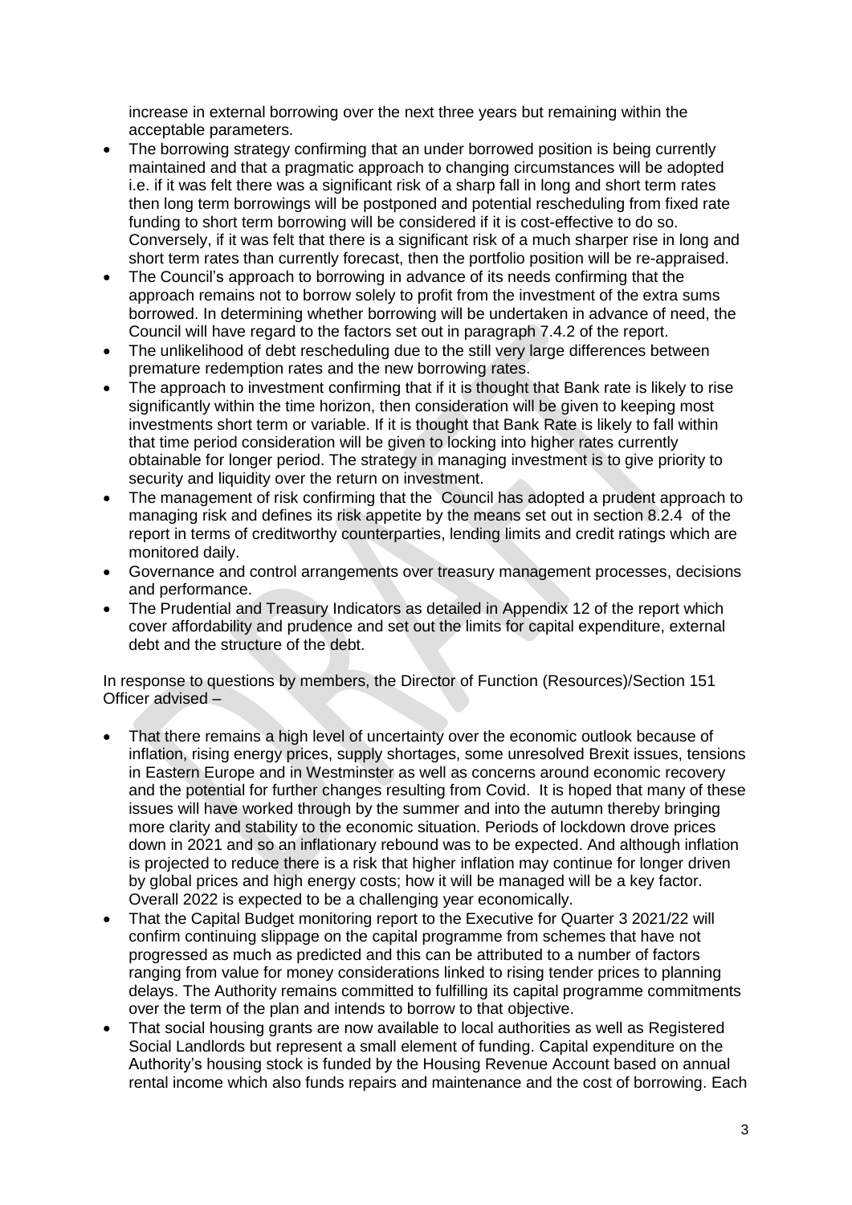increase in external borrowing over the next three years but remaining within the acceptable parameters.

- The borrowing strategy confirming that an under borrowed position is being currently maintained and that a pragmatic approach to changing circumstances will be adopted i.e. if it was felt there was a significant risk of a sharp fall in long and short term rates then long term borrowings will be postponed and potential rescheduling from fixed rate funding to short term borrowing will be considered if it is cost-effective to do so. Conversely, if it was felt that there is a significant risk of a much sharper rise in long and short term rates than currently forecast, then the portfolio position will be re-appraised.
- The Council's approach to borrowing in advance of its needs confirming that the approach remains not to borrow solely to profit from the investment of the extra sums borrowed. In determining whether borrowing will be undertaken in advance of need, the Council will have regard to the factors set out in paragraph 7.4.2 of the report.
- The unlikelihood of debt rescheduling due to the still very large differences between premature redemption rates and the new borrowing rates.
- The approach to investment confirming that if it is thought that Bank rate is likely to rise significantly within the time horizon, then consideration will be given to keeping most investments short term or variable. If it is thought that Bank Rate is likely to fall within that time period consideration will be given to locking into higher rates currently obtainable for longer period. The strategy in managing investment is to give priority to security and liquidity over the return on investment.
- The management of risk confirming that the Council has adopted a prudent approach to managing risk and defines its risk appetite by the means set out in section 8.2.4 of the report in terms of creditworthy counterparties, lending limits and credit ratings which are monitored daily.
- Governance and control arrangements over treasury management processes, decisions and performance.
- The Prudential and Treasury Indicators as detailed in Appendix 12 of the report which cover affordability and prudence and set out the limits for capital expenditure, external debt and the structure of the debt.

In response to questions by members, the Director of Function (Resources)/Section 151 Officer advised –

- That there remains a high level of uncertainty over the economic outlook because of inflation, rising energy prices, supply shortages, some unresolved Brexit issues, tensions in Eastern Europe and in Westminster as well as concerns around economic recovery and the potential for further changes resulting from Covid. It is hoped that many of these issues will have worked through by the summer and into the autumn thereby bringing more clarity and stability to the economic situation. Periods of lockdown drove prices down in 2021 and so an inflationary rebound was to be expected. And although inflation is projected to reduce there is a risk that higher inflation may continue for longer driven by global prices and high energy costs; how it will be managed will be a key factor. Overall 2022 is expected to be a challenging year economically.
- That the Capital Budget monitoring report to the Executive for Quarter 3 2021/22 will confirm continuing slippage on the capital programme from schemes that have not progressed as much as predicted and this can be attributed to a number of factors ranging from value for money considerations linked to rising tender prices to planning delays. The Authority remains committed to fulfilling its capital programme commitments over the term of the plan and intends to borrow to that objective.
- That social housing grants are now available to local authorities as well as Registered Social Landlords but represent a small element of funding. Capital expenditure on the Authority's housing stock is funded by the Housing Revenue Account based on annual rental income which also funds repairs and maintenance and the cost of borrowing. Each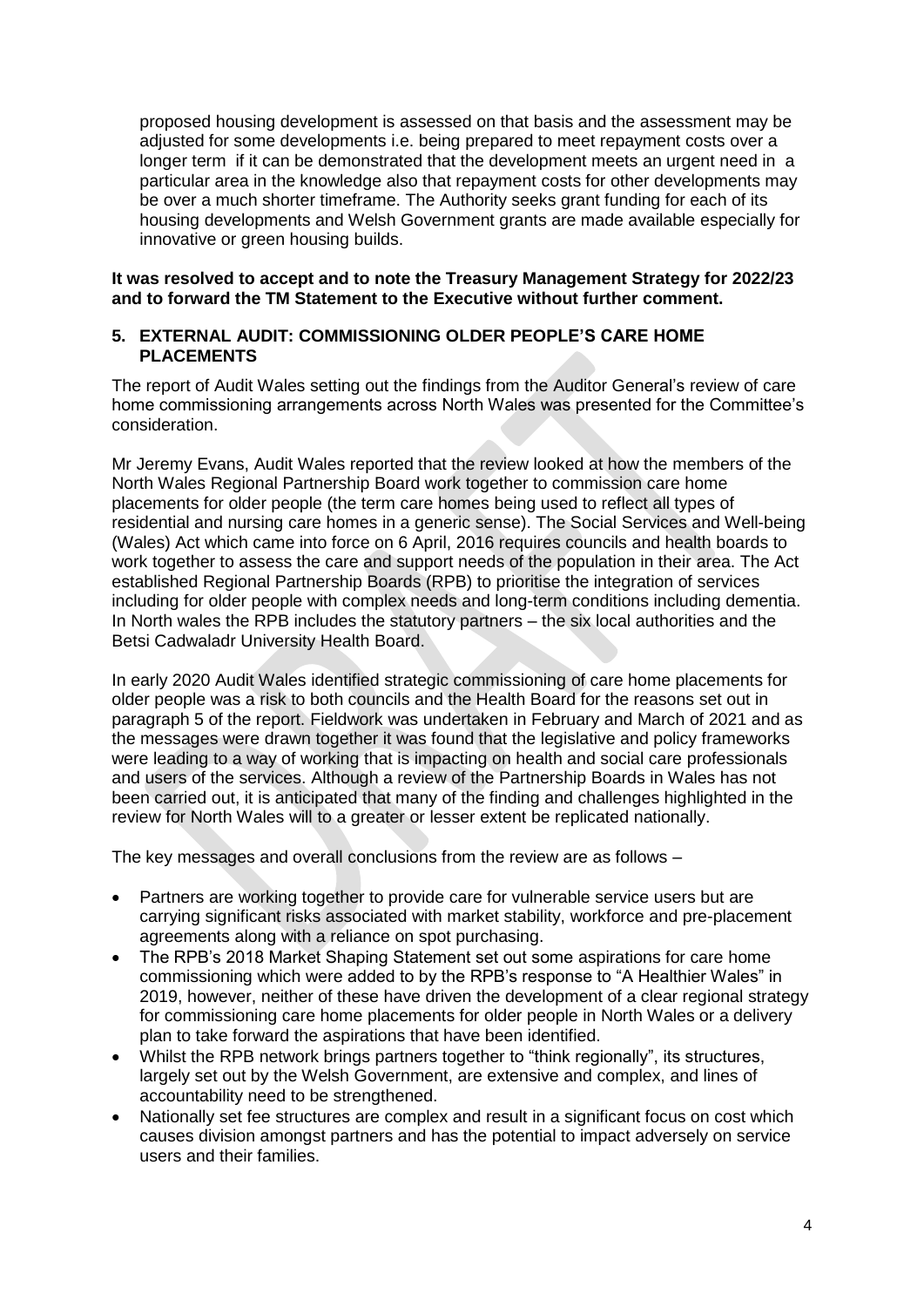proposed housing development is assessed on that basis and the assessment may be adjusted for some developments i.e. being prepared to meet repayment costs over a longer term if it can be demonstrated that the development meets an urgent need in a particular area in the knowledge also that repayment costs for other developments may be over a much shorter timeframe. The Authority seeks grant funding for each of its housing developments and Welsh Government grants are made available especially for innovative or green housing builds.

**It was resolved to accept and to note the Treasury Management Strategy for 2022/23 and to forward the TM Statement to the Executive without further comment.**

## 5. EXTERNAL AUDIT: COMMISSIONING OLDER PEOPLE'S CARE HOME PLACEMENTS

The report of Audit Wales setting out the findings from the Auditor General's review of care home commissioning arrangements across North Wales was presented for the Committee's consideration.

Mr Jeremy Evans, Audit Wales reported that the review looked at how the members of the North Wales Regional Partnership Board work together to commission care home placements for older people (the term care homes being used to reflect all types of residential and nursing care homes in a generic sense). The Social Services and Well-being (Wales) Act which came into force on 6 April, 2016 requires councils and health boards to work together to assess the care and support needs of the population in their area. The Act established Regional Partnership Boards (RPB) to prioritise the integration of services including for older people with complex needs and long-term conditions including dementia. In North wales the RPB includes the statutory partners – the six local authorities and the Betsi Cadwaladr University Health Board.

In early 2020 Audit Wales identified strategic commissioning of care home placements for older people was a risk to both councils and the Health Board for the reasons set out in paragraph 5 of the report. Fieldwork was undertaken in February and March of 2021 and as the messages were drawn together it was found that the legislative and policy frameworks were leading to a way of working that is impacting on health and social care professionals and users of the services. Although a review of the Partnership Boards in Wales has not been carried out, it is anticipated that many of the finding and challenges highlighted in the review for North Wales will to a greater or lesser extent be replicated nationally.

The key messages and overall conclusions from the review are as follows –

- Partners are working together to provide care for vulnerable service users but are carrying significant risks associated with market stability, workforce and pre-placement agreements along with a reliance on spot purchasing.
- The RPB's 2018 Market Shaping Statement set out some aspirations for care home commissioning which were added to by the RPB's response to "A Healthier Wales" in 2019, however, neither of these have driven the development of a clear regional strategy for commissioning care home placements for older people in North Wales or a delivery plan to take forward the aspirations that have been identified.
- Whilst the RPB network brings partners together to "think regionally", its structures, largely set out by the Welsh Government, are extensive and complex, and lines of accountability need to be strengthened.
- Nationally set fee structures are complex and result in a significant focus on cost which causes division amongst partners and has the potential to impact adversely on service users and their families.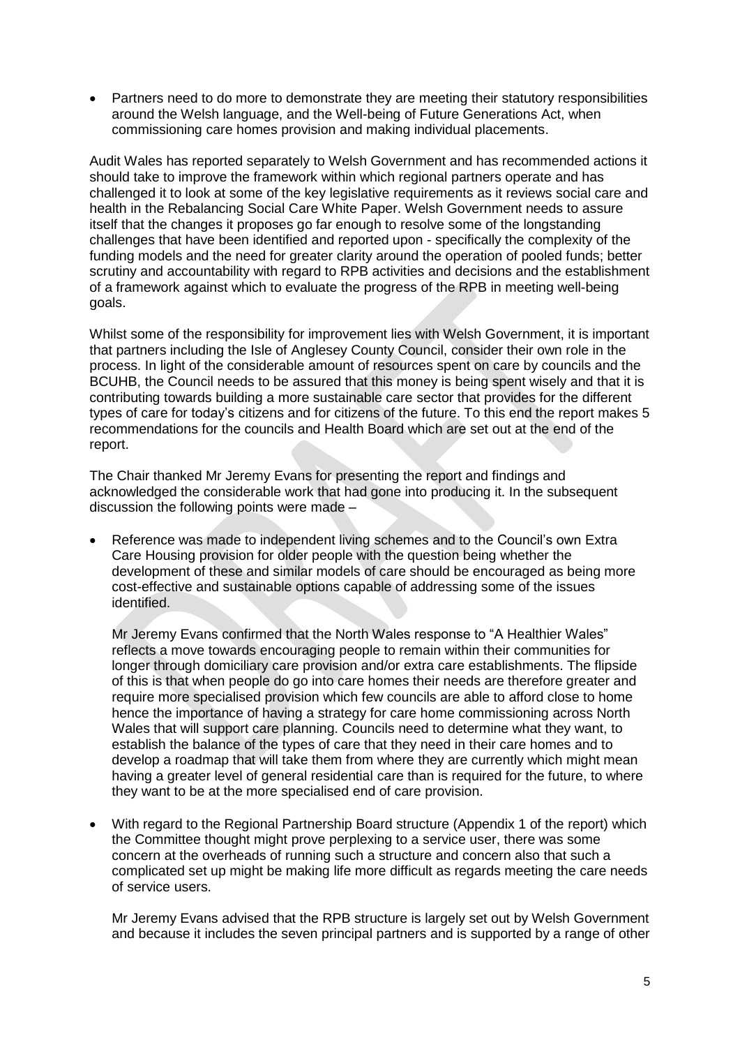- Partners need to do more to demonstrate they are meeting their statutory responsibilities around the Welsh language, and the Well-being of Future Generations Act, when commissioning care homes provision and making individual placements.

Audit Wales has reported separately to Welsh Government and has recommended actions it should take to improve the framework within which regional partners operate and has challenged it to look at some of the key legislative requirements as it reviews social care and health in the Rebalancing Social Care White Paper. Welsh Government needs to assure itself that the changes it proposes go far enough to resolve some of the longstanding challenges that have been identified and reported upon - specifically the complexity of the funding models and the need for greater clarity around the operation of pooled funds; better scrutiny and accountability with regard to RPB activities and decisions and the establishment of a framework against which to evaluate the progress of the RPB in meeting well-being goals.

Whilst some of the responsibility for improvement lies with Welsh Government, it is important that partners including the Isle of Anglesey County Council, consider their own role in the process. In light of the considerable amount of resources spent on care by councils and the BCUHB, the Council needs to be assured that this money is being spent wisely and that it is contributing towards building a more sustainable care sector that provides for the different types of care for today's citizens and for citizens of the future. To this end the report makes 5 recommendations for the councils and Health Board which are set out at the end of the report.

The Chair thanked Mr Jeremy Evans for presenting the report and findings and acknowledged the considerable work that had gone into producing it. In the subsequent discussion the following points were made –

- Reference was made to independent living schemes and to the Council's own Extra Care Housing provision for older people with the question being whether the development of these and similar models of care should be encouraged as being more cost-effective and sustainable options capable of addressing some of the issues identified.

  Mr Jeremy Evans confirmed that the North Wales response to "A Healthier Wales" reflects a move towards encouraging people to remain within their communities for longer through domiciliary care provision and/or extra care establishments. The flipside of this is that when people do go into care homes their needs are therefore greater and require more specialised provision which few councils are able to afford close to home hence the importance of having a strategy for care home commissioning across North Wales that will support care planning. Councils need to determine what they want, to establish the balance of the types of care that they need in their care homes and to develop a roadmap that will take them from where they are currently which might mean having a greater level of general residential care than is required for the future, to where they want to be at the more specialised end of care provision.

- With regard to the Regional Partnership Board structure (Appendix 1 of the report) which the Committee thought might prove perplexing to a service user, there was some concern at the overheads of running such a structure and concern also that such a complicated set up might be making life more difficult as regards meeting the care needs of service users.

  Mr Jeremy Evans advised that the RPB structure is largely set out by Welsh Government and because it includes the seven principal partners and is supported by a range of other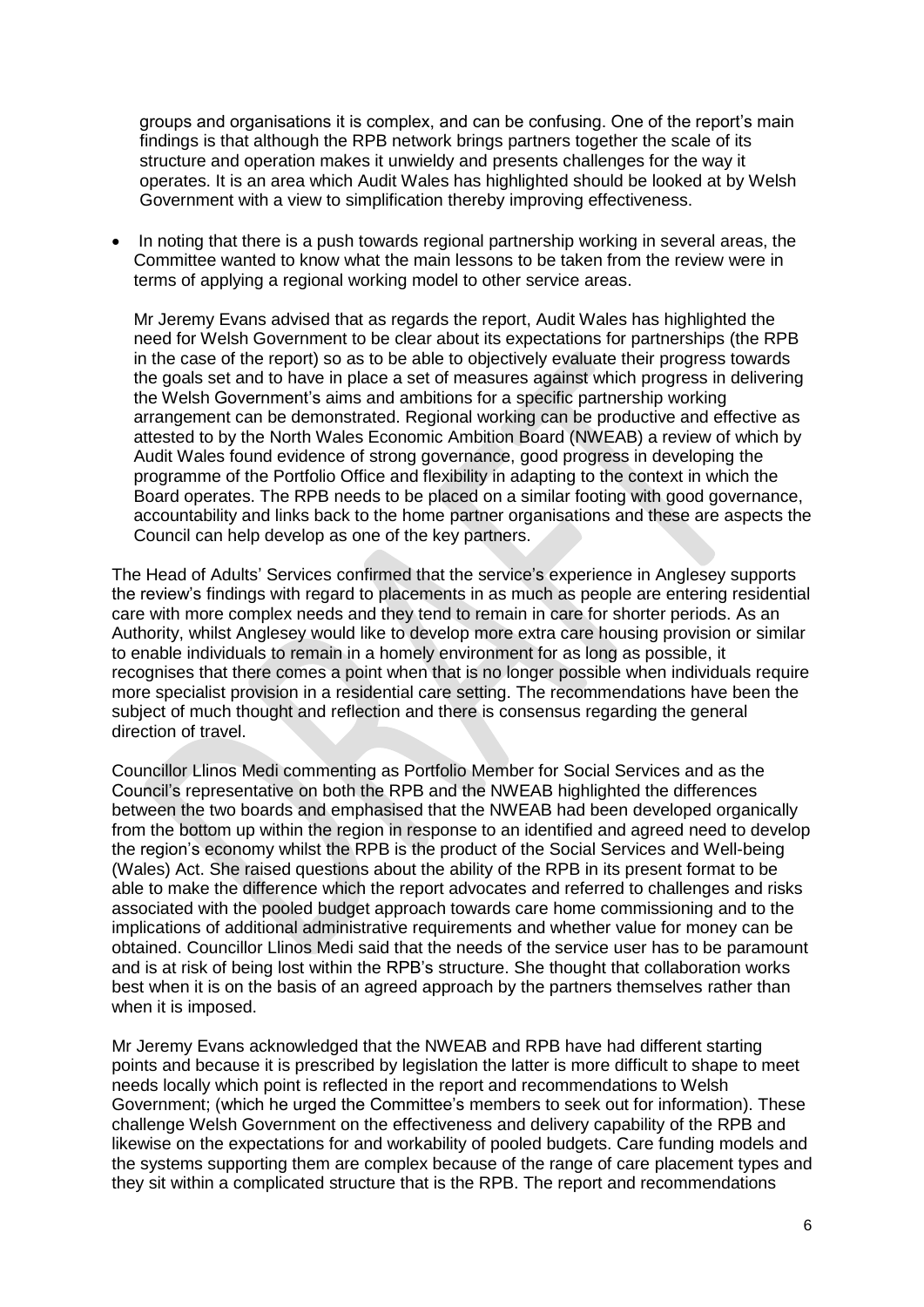groups and organisations it is complex, and can be confusing. One of the report's main findings is that although the RPB network brings partners together the scale of its structure and operation makes it unwieldy and presents challenges for the way it operates. It is an area which Audit Wales has highlighted should be looked at by Welsh Government with a view to simplification thereby improving effectiveness.

- In noting that there is a push towards regional partnership working in several areas, the Committee wanted to know what the main lessons to be taken from the review were in terms of applying a regional working model to other service areas.

  Mr Jeremy Evans advised that as regards the report, Audit Wales has highlighted the need for Welsh Government to be clear about its expectations for partnerships (the RPB in the case of the report) so as to be able to objectively evaluate their progress towards the goals set and to have in place a set of measures against which progress in delivering the Welsh Government's aims and ambitions for a specific partnership working arrangement can be demonstrated. Regional working can be productive and effective as attested to by the North Wales Economic Ambition Board (NWEAB) a review of which by Audit Wales found evidence of strong governance, good progress in developing the programme of the Portfolio Office and flexibility in adapting to the context in which the Board operates. The RPB needs to be placed on a similar footing with good governance, accountability and links back to the home partner organisations and these are aspects the Council can help develop as one of the key partners.

The Head of Adults' Services confirmed that the service's experience in Anglesey supports the review's findings with regard to placements in as much as people are entering residential care with more complex needs and they tend to remain in care for shorter periods. As an Authority, whilst Anglesey would like to develop more extra care housing provision or similar to enable individuals to remain in a homely environment for as long as possible, it recognises that there comes a point when that is no longer possible when individuals require more specialist provision in a residential care setting. The recommendations have been the subject of much thought and reflection and there is consensus regarding the general direction of travel.

Councillor Llinos Medi commenting as Portfolio Member for Social Services and as the Council's representative on both the RPB and the NWEAB highlighted the differences between the two boards and emphasised that the NWEAB had been developed organically from the bottom up within the region in response to an identified and agreed need to develop the region's economy whilst the RPB is the product of the Social Services and Well-being (Wales) Act. She raised questions about the ability of the RPB in its present format to be able to make the difference which the report advocates and referred to challenges and risks associated with the pooled budget approach towards care home commissioning and to the implications of additional administrative requirements and whether value for money can be obtained. Councillor Llinos Medi said that the needs of the service user has to be paramount and is at risk of being lost within the RPB's structure. She thought that collaboration works best when it is on the basis of an agreed approach by the partners themselves rather than when it is imposed.

Mr Jeremy Evans acknowledged that the NWEAB and RPB have had different starting points and because it is prescribed by legislation the latter is more difficult to shape to meet needs locally which point is reflected in the report and recommendations to Welsh Government; (which he urged the Committee's members to seek out for information). These challenge Welsh Government on the effectiveness and delivery capability of the RPB and likewise on the expectations for and workability of pooled budgets. Care funding models and the systems supporting them are complex because of the range of care placement types and they sit within a complicated structure that is the RPB. The report and recommendations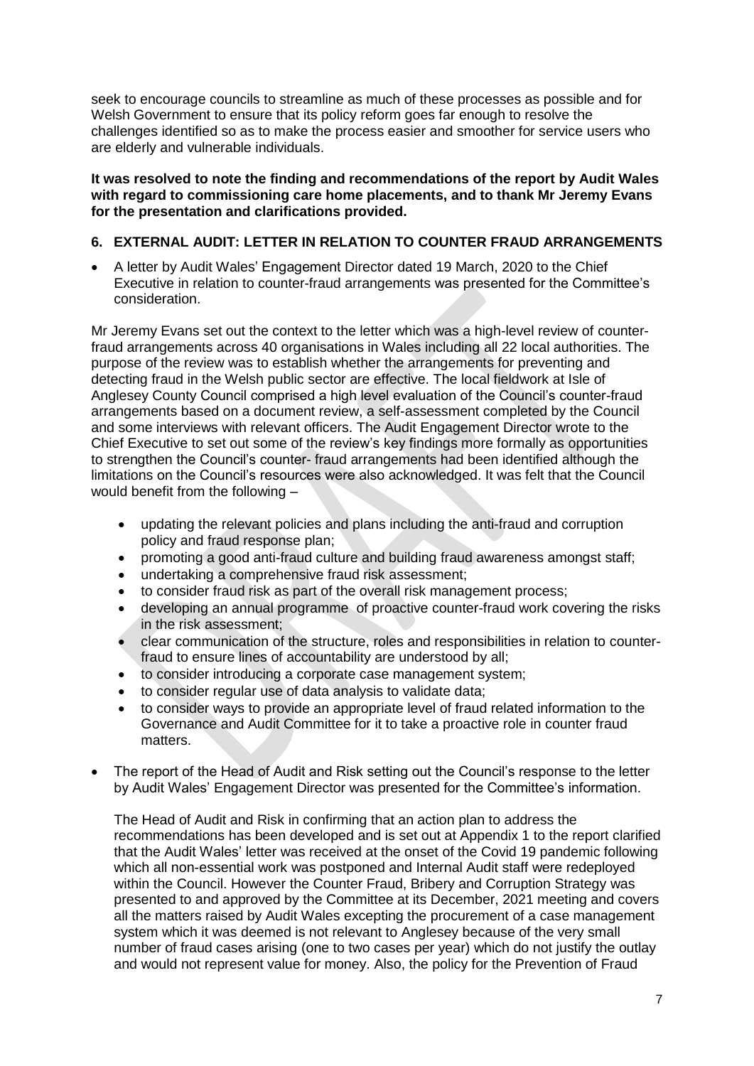seek to encourage councils to streamline as much of these processes as possible and for Welsh Government to ensure that its policy reform goes far enough to resolve the challenges identified so as to make the process easier and smoother for service users who are elderly and vulnerable individuals.

**It was resolved to note the finding and recommendations of the report by Audit Wales with regard to commissioning care home placements, and to thank Mr Jeremy Evans for the presentation and clarifications provided.**

## 6. EXTERNAL AUDIT: LETTER IN RELATION TO COUNTER FRAUD ARRANGEMENTS

- A letter by Audit Wales' Engagement Director dated 19 March, 2020 to the Chief Executive in relation to counter-fraud arrangements was presented for the Committee's consideration.

Mr Jeremy Evans set out the context to the letter which was a high-level review of counter-fraud arrangements across 40 organisations in Wales including all 22 local authorities. The purpose of the review was to establish whether the arrangements for preventing and detecting fraud in the Welsh public sector are effective. The local fieldwork at Isle of Anglesey County Council comprised a high level evaluation of the Council's counter-fraud arrangements based on a document review, a self-assessment completed by the Council and some interviews with relevant officers. The Audit Engagement Director wrote to the Chief Executive to set out some of the review's key findings more formally as opportunities to strengthen the Council's counter- fraud arrangements had been identified although the limitations on the Council's resources were also acknowledged. It was felt that the Council would benefit from the following –

- updating the relevant policies and plans including the anti-fraud and corruption policy and fraud response plan;
- promoting a good anti-fraud culture and building fraud awareness amongst staff;
- undertaking a comprehensive fraud risk assessment;
- to consider fraud risk as part of the overall risk management process;
- developing an annual programme of proactive counter-fraud work covering the risks in the risk assessment;
- clear communication of the structure, roles and responsibilities in relation to counter-fraud to ensure lines of accountability are understood by all;
- to consider introducing a corporate case management system;
- to consider regular use of data analysis to validate data;
- to consider ways to provide an appropriate level of fraud related information to the Governance and Audit Committee for it to take a proactive role in counter fraud matters.

- The report of the Head of Audit and Risk setting out the Council's response to the letter by Audit Wales' Engagement Director was presented for the Committee's information.

The Head of Audit and Risk in confirming that an action plan to address the recommendations has been developed and is set out at Appendix 1 to the report clarified that the Audit Wales' letter was received at the onset of the Covid 19 pandemic following which all non-essential work was postponed and Internal Audit staff were redeployed within the Council. However the Counter Fraud, Bribery and Corruption Strategy was presented to and approved by the Committee at its December, 2021 meeting and covers all the matters raised by Audit Wales excepting the procurement of a case management system which it was deemed is not relevant to Anglesey because of the very small number of fraud cases arising (one to two cases per year) which do not justify the outlay and would not represent value for money. Also, the policy for the Prevention of Fraud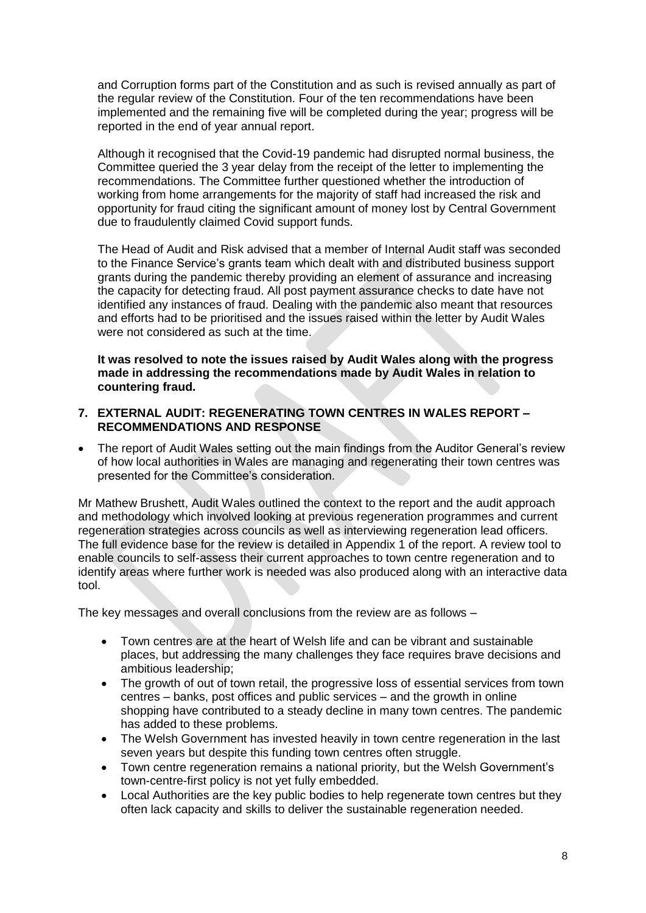and Corruption forms part of the Constitution and as such is revised annually as part of the regular review of the Constitution. Four of the ten recommendations have been implemented and the remaining five will be completed during the year; progress will be reported in the end of year annual report.

Although it recognised that the Covid-19 pandemic had disrupted normal business, the Committee queried the 3 year delay from the receipt of the letter to implementing the recommendations. The Committee further questioned whether the introduction of working from home arrangements for the majority of staff had increased the risk and opportunity for fraud citing the significant amount of money lost by Central Government due to fraudulently claimed Covid support funds.

The Head of Audit and Risk advised that a member of Internal Audit staff was seconded to the Finance Service's grants team which dealt with and distributed business support grants during the pandemic thereby providing an element of assurance and increasing the capacity for detecting fraud. All post payment assurance checks to date have not identified any instances of fraud. Dealing with the pandemic also meant that resources and efforts had to be prioritised and the issues raised within the letter by Audit Wales were not considered as such at the time.

**It was resolved to note the issues raised by Audit Wales along with the progress made in addressing the recommendations made by Audit Wales in relation to countering fraud.**

**7. EXTERNAL AUDIT: REGENERATING TOWN CENTRES IN WALES REPORT – RECOMMENDATIONS AND RESPONSE**

- The report of Audit Wales setting out the main findings from the Auditor General's review of how local authorities in Wales are managing and regenerating their town centres was presented for the Committee's consideration.

Mr Mathew Brushett, Audit Wales outlined the context to the report and the audit approach and methodology which involved looking at previous regeneration programmes and current regeneration strategies across councils as well as interviewing regeneration lead officers. The full evidence base for the review is detailed in Appendix 1 of the report. A review tool to enable councils to self-assess their current approaches to town centre regeneration and to identify areas where further work is needed was also produced along with an interactive data tool.

The key messages and overall conclusions from the review are as follows –

- Town centres are at the heart of Welsh life and can be vibrant and sustainable places, but addressing the many challenges they face requires brave decisions and ambitious leadership;
- The growth of out of town retail, the progressive loss of essential services from town centres – banks, post offices and public services – and the growth in online shopping have contributed to a steady decline in many town centres. The pandemic has added to these problems.
- The Welsh Government has invested heavily in town centre regeneration in the last seven years but despite this funding town centres often struggle.
- Town centre regeneration remains a national priority, but the Welsh Government's town-centre-first policy is not yet fully embedded.
- Local Authorities are the key public bodies to help regenerate town centres but they often lack capacity and skills to deliver the sustainable regeneration needed.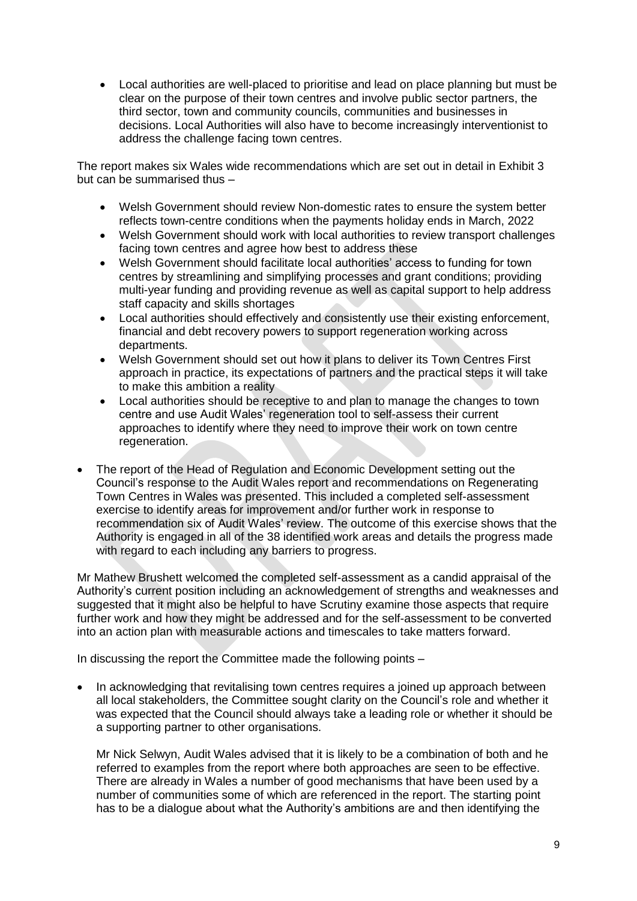- Local authorities are well-placed to prioritise and lead on place planning but must be clear on the purpose of their town centres and involve public sector partners, the third sector, town and community councils, communities and businesses in decisions. Local Authorities will also have to become increasingly interventionist to address the challenge facing town centres.

The report makes six Wales wide recommendations which are set out in detail in Exhibit 3 but can be summarised thus –

- Welsh Government should review Non-domestic rates to ensure the system better reflects town-centre conditions when the payments holiday ends in March, 2022
- Welsh Government should work with local authorities to review transport challenges facing town centres and agree how best to address these
- Welsh Government should facilitate local authorities' access to funding for town centres by streamlining and simplifying processes and grant conditions; providing multi-year funding and providing revenue as well as capital support to help address staff capacity and skills shortages
- Local authorities should effectively and consistently use their existing enforcement, financial and debt recovery powers to support regeneration working across departments.
- Welsh Government should set out how it plans to deliver its Town Centres First approach in practice, its expectations of partners and the practical steps it will take to make this ambition a reality
- Local authorities should be receptive to and plan to manage the changes to town centre and use Audit Wales' regeneration tool to self-assess their current approaches to identify where they need to improve their work on town centre regeneration.

- The report of the Head of Regulation and Economic Development setting out the Council's response to the Audit Wales report and recommendations on Regenerating Town Centres in Wales was presented. This included a completed self-assessment exercise to identify areas for improvement and/or further work in response to recommendation six of Audit Wales' review. The outcome of this exercise shows that the Authority is engaged in all of the 38 identified work areas and details the progress made with regard to each including any barriers to progress.

Mr Mathew Brushett welcomed the completed self-assessment as a candid appraisal of the Authority's current position including an acknowledgement of strengths and weaknesses and suggested that it might also be helpful to have Scrutiny examine those aspects that require further work and how they might be addressed and for the self-assessment to be converted into an action plan with measurable actions and timescales to take matters forward.

In discussing the report the Committee made the following points –

- In acknowledging that revitalising town centres requires a joined up approach between all local stakeholders, the Committee sought clarity on the Council's role and whether it was expected that the Council should always take a leading role or whether it should be a supporting partner to other organisations.

  Mr Nick Selwyn, Audit Wales advised that it is likely to be a combination of both and he referred to examples from the report where both approaches are seen to be effective. There are already in Wales a number of good mechanisms that have been used by a number of communities some of which are referenced in the report. The starting point has to be a dialogue about what the Authority's ambitions are and then identifying the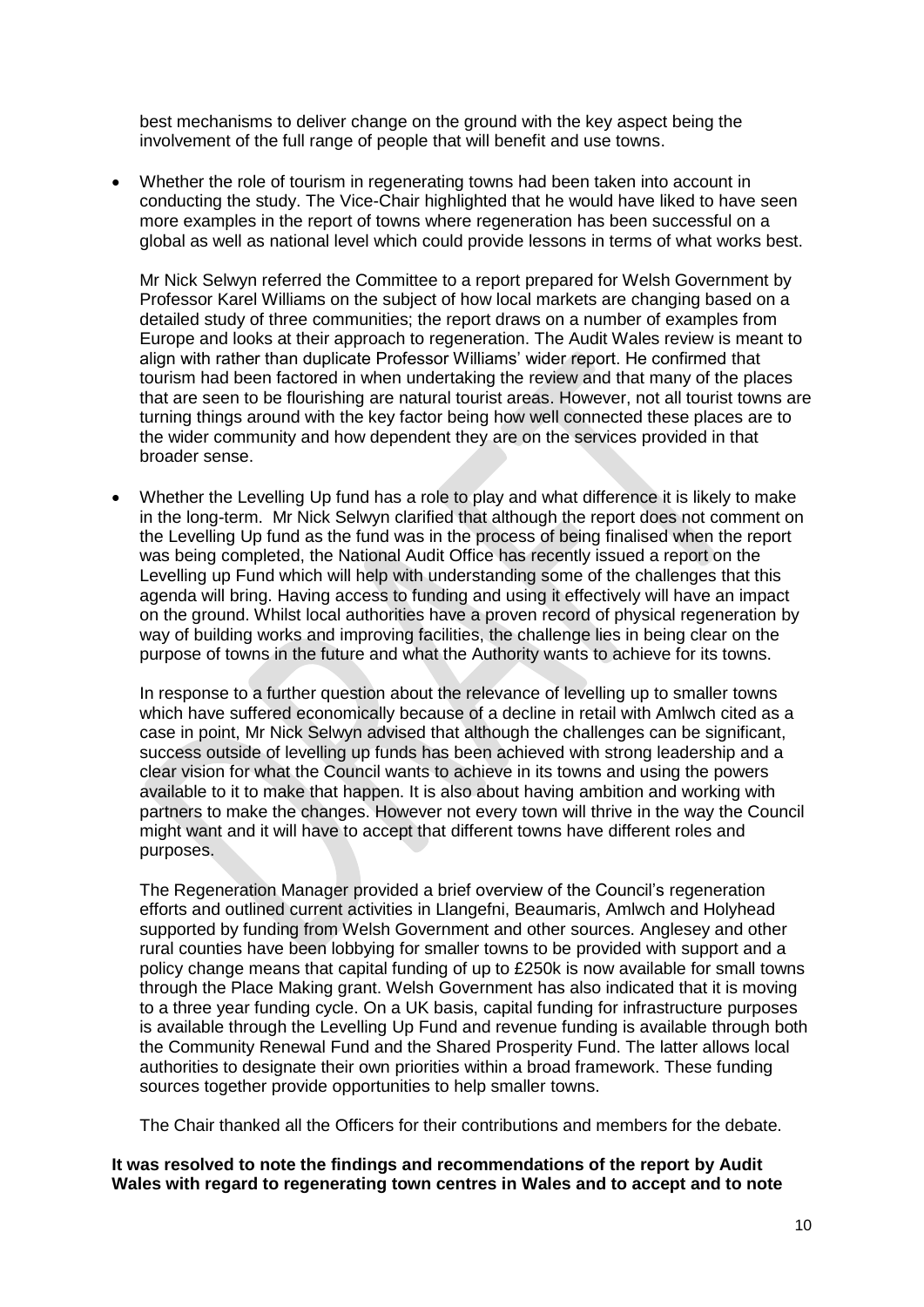best mechanisms to deliver change on the ground with the key aspect being the involvement of the full range of people that will benefit and use towns.

- Whether the role of tourism in regenerating towns had been taken into account in conducting the study. The Vice-Chair highlighted that he would have liked to have seen more examples in the report of towns where regeneration has been successful on a global as well as national level which could provide lessons in terms of what works best.

  Mr Nick Selwyn referred the Committee to a report prepared for Welsh Government by Professor Karel Williams on the subject of how local markets are changing based on a detailed study of three communities; the report draws on a number of examples from Europe and looks at their approach to regeneration. The Audit Wales review is meant to align with rather than duplicate Professor Williams' wider report. He confirmed that tourism had been factored in when undertaking the review and that many of the places that are seen to be flourishing are natural tourist areas. However, not all tourist towns are turning things around with the key factor being how well connected these places are to the wider community and how dependent they are on the services provided in that broader sense.

- Whether the Levelling Up fund has a role to play and what difference it is likely to make in the long-term. Mr Nick Selwyn clarified that although the report does not comment on the Levelling Up fund as the fund was in the process of being finalised when the report was being completed, the National Audit Office has recently issued a report on the Levelling up Fund which will help with understanding some of the challenges that this agenda will bring. Having access to funding and using it effectively will have an impact on the ground. Whilst local authorities have a proven record of physical regeneration by way of building works and improving facilities, the challenge lies in being clear on the purpose of towns in the future and what the Authority wants to achieve for its towns.

  In response to a further question about the relevance of levelling up to smaller towns which have suffered economically because of a decline in retail with Amlwch cited as a case in point, Mr Nick Selwyn advised that although the challenges can be significant, success outside of levelling up funds has been achieved with strong leadership and a clear vision for what the Council wants to achieve in its towns and using the powers available to it to make that happen. It is also about having ambition and working with partners to make the changes. However not every town will thrive in the way the Council might want and it will have to accept that different towns have different roles and purposes.

  The Regeneration Manager provided a brief overview of the Council's regeneration efforts and outlined current activities in Llangefni, Beaumaris, Amlwch and Holyhead supported by funding from Welsh Government and other sources. Anglesey and other rural counties have been lobbying for smaller towns to be provided with support and a policy change means that capital funding of up to £250k is now available for small towns through the Place Making grant. Welsh Government has also indicated that it is moving to a three year funding cycle. On a UK basis, capital funding for infrastructure purposes is available through the Levelling Up Fund and revenue funding is available through both the Community Renewal Fund and the Shared Prosperity Fund. The latter allows local authorities to designate their own priorities within a broad framework. These funding sources together provide opportunities to help smaller towns.

  The Chair thanked all the Officers for their contributions and members for the debate.

**It was resolved to note the findings and recommendations of the report by Audit Wales with regard to regenerating town centres in Wales and to accept and to note**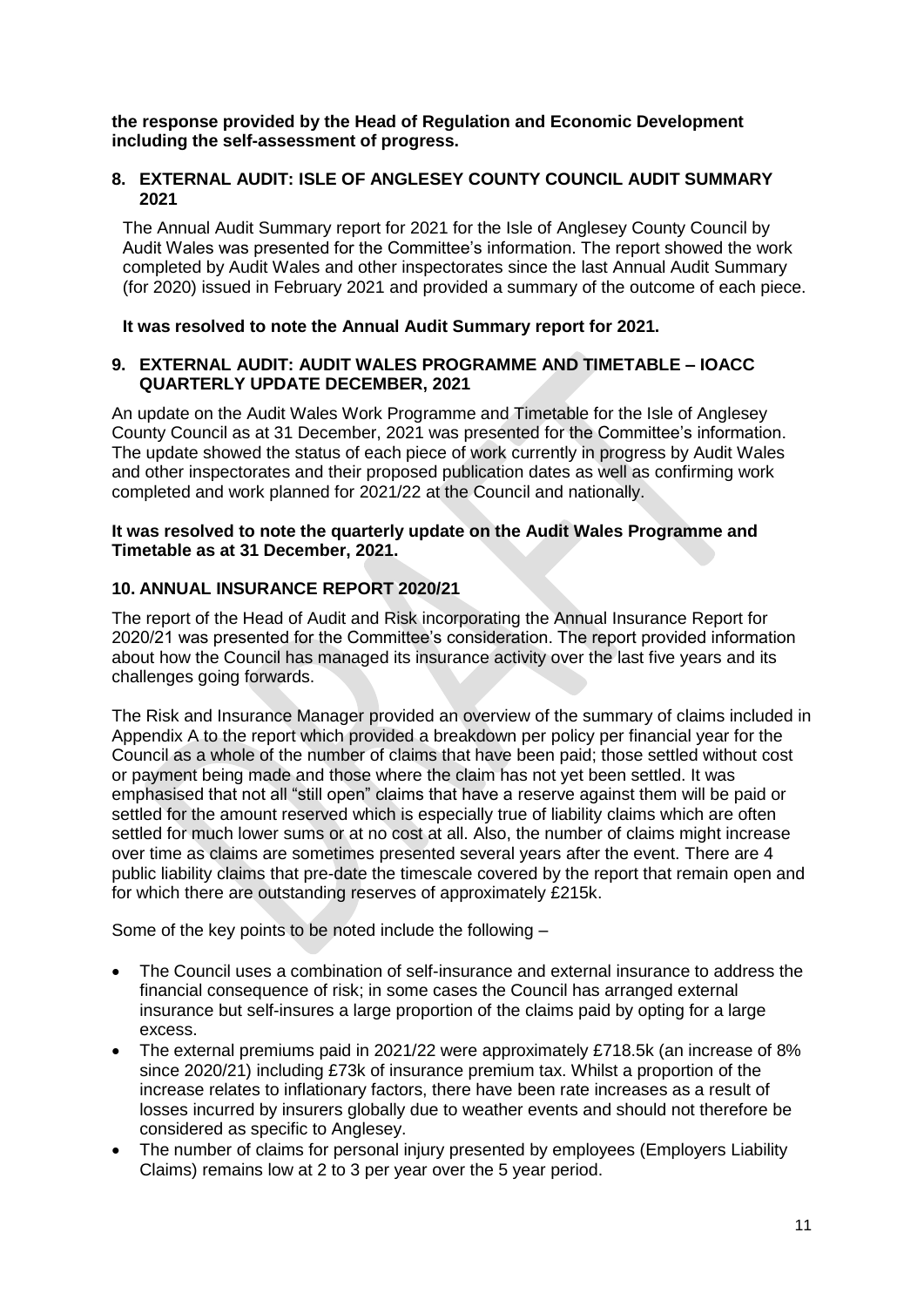**the response provided by the Head of Regulation and Economic Development including the self-assessment of progress.**

## 8. EXTERNAL AUDIT: ISLE OF ANGLESEY COUNTY COUNCIL AUDIT SUMMARY 2021

The Annual Audit Summary report for 2021 for the Isle of Anglesey County Council by Audit Wales was presented for the Committee's information. The report showed the work completed by Audit Wales and other inspectorates since the last Annual Audit Summary (for 2020) issued in February 2021 and provided a summary of the outcome of each piece.

**It was resolved to note the Annual Audit Summary report for 2021.**

## 9. EXTERNAL AUDIT: AUDIT WALES PROGRAMME AND TIMETABLE – IOACC QUARTERLY UPDATE DECEMBER, 2021

An update on the Audit Wales Work Programme and Timetable for the Isle of Anglesey County Council as at 31 December, 2021 was presented for the Committee's information. The update showed the status of each piece of work currently in progress by Audit Wales and other inspectorates and their proposed publication dates as well as confirming work completed and work planned for 2021/22 at the Council and nationally.

**It was resolved to note the quarterly update on the Audit Wales Programme and Timetable as at 31 December, 2021.**

## 10. ANNUAL INSURANCE REPORT 2020/21

The report of the Head of Audit and Risk incorporating the Annual Insurance Report for 2020/21 was presented for the Committee's consideration. The report provided information about how the Council has managed its insurance activity over the last five years and its challenges going forwards.

The Risk and Insurance Manager provided an overview of the summary of claims included in Appendix A to the report which provided a breakdown per policy per financial year for the Council as a whole of the number of claims that have been paid; those settled without cost or payment being made and those where the claim has not yet been settled. It was emphasised that not all "still open" claims that have a reserve against them will be paid or settled for the amount reserved which is especially true of liability claims which are often settled for much lower sums or at no cost at all. Also, the number of claims might increase over time as claims are sometimes presented several years after the event. There are 4 public liability claims that pre-date the timescale covered by the report that remain open and for which there are outstanding reserves of approximately £215k.

Some of the key points to be noted include the following –

- The Council uses a combination of self-insurance and external insurance to address the financial consequence of risk; in some cases the Council has arranged external insurance but self-insures a large proportion of the claims paid by opting for a large excess.
- The external premiums paid in 2021/22 were approximately £718.5k (an increase of 8% since 2020/21) including £73k of insurance premium tax. Whilst a proportion of the increase relates to inflationary factors, there have been rate increases as a result of losses incurred by insurers globally due to weather events and should not therefore be considered as specific to Anglesey.
- The number of claims for personal injury presented by employees (Employers Liability Claims) remains low at 2 to 3 per year over the 5 year period.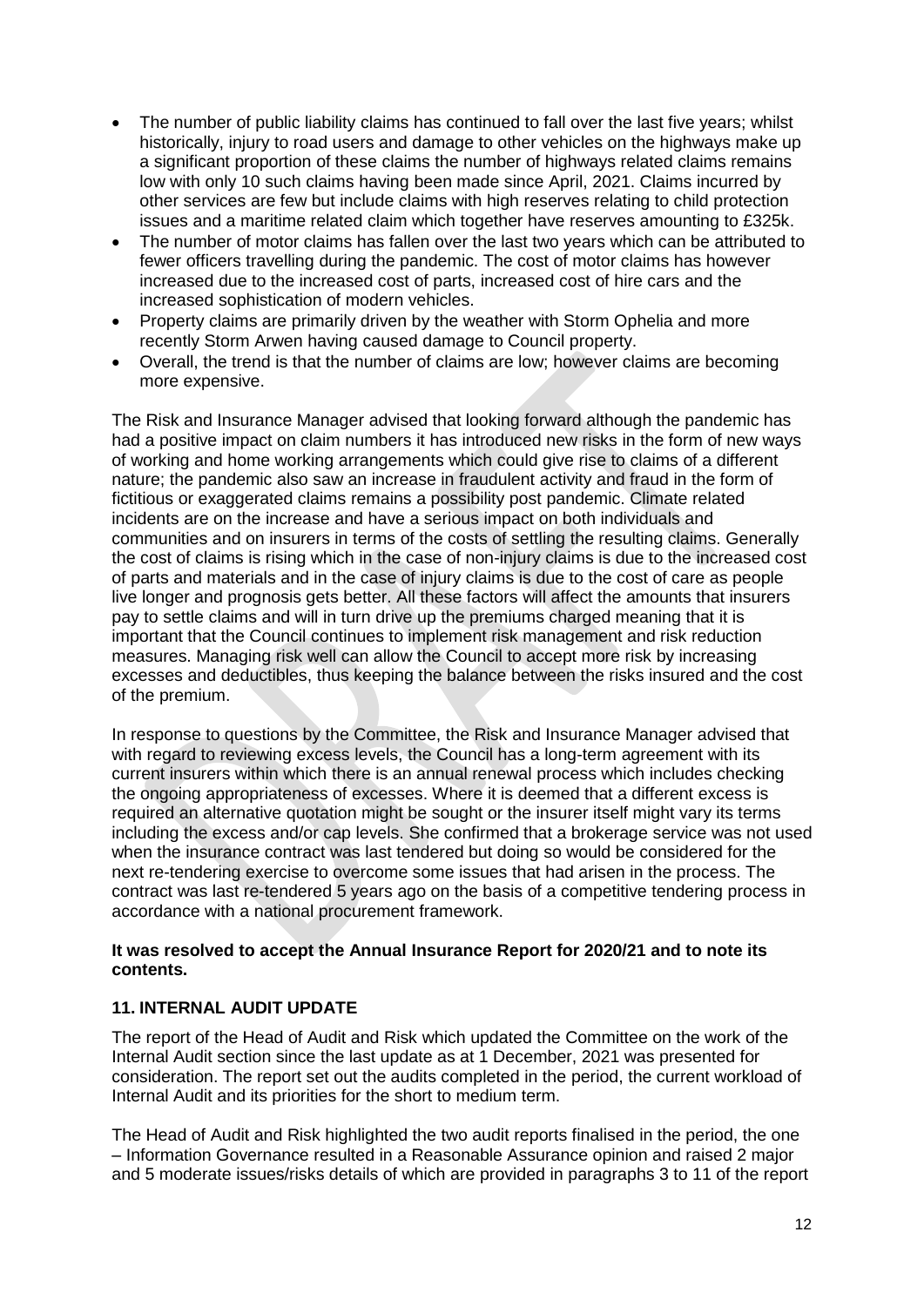- The number of public liability claims has continued to fall over the last five years; whilst historically, injury to road users and damage to other vehicles on the highways make up a significant proportion of these claims the number of highways related claims remains low with only 10 such claims having been made since April, 2021. Claims incurred by other services are few but include claims with high reserves relating to child protection issues and a maritime related claim which together have reserves amounting to £325k.
- The number of motor claims has fallen over the last two years which can be attributed to fewer officers travelling during the pandemic. The cost of motor claims has however increased due to the increased cost of parts, increased cost of hire cars and the increased sophistication of modern vehicles.
- Property claims are primarily driven by the weather with Storm Ophelia and more recently Storm Arwen having caused damage to Council property.
- Overall, the trend is that the number of claims are low; however claims are becoming more expensive.

The Risk and Insurance Manager advised that looking forward although the pandemic has had a positive impact on claim numbers it has introduced new risks in the form of new ways of working and home working arrangements which could give rise to claims of a different nature; the pandemic also saw an increase in fraudulent activity and fraud in the form of fictitious or exaggerated claims remains a possibility post pandemic. Climate related incidents are on the increase and have a serious impact on both individuals and communities and on insurers in terms of the costs of settling the resulting claims. Generally the cost of claims is rising which in the case of non-injury claims is due to the increased cost of parts and materials and in the case of injury claims is due to the cost of care as people live longer and prognosis gets better. All these factors will affect the amounts that insurers pay to settle claims and will in turn drive up the premiums charged meaning that it is important that the Council continues to implement risk management and risk reduction measures. Managing risk well can allow the Council to accept more risk by increasing excesses and deductibles, thus keeping the balance between the risks insured and the cost of the premium.

In response to questions by the Committee, the Risk and Insurance Manager advised that with regard to reviewing excess levels, the Council has a long-term agreement with its current insurers within which there is an annual renewal process which includes checking the ongoing appropriateness of excesses. Where it is deemed that a different excess is required an alternative quotation might be sought or the insurer itself might vary its terms including the excess and/or cap levels. She confirmed that a brokerage service was not used when the insurance contract was last tendered but doing so would be considered for the next re-tendering exercise to overcome some issues that had arisen in the process. The contract was last re-tendered 5 years ago on the basis of a competitive tendering process in accordance with a national procurement framework.

**It was resolved to accept the Annual Insurance Report for 2020/21 and to note its contents.**

### 11. INTERNAL AUDIT UPDATE

The report of the Head of Audit and Risk which updated the Committee on the work of the Internal Audit section since the last update as at 1 December, 2021 was presented for consideration. The report set out the audits completed in the period, the current workload of Internal Audit and its priorities for the short to medium term.

The Head of Audit and Risk highlighted the two audit reports finalised in the period, the one – Information Governance resulted in a Reasonable Assurance opinion and raised 2 major and 5 moderate issues/risks details of which are provided in paragraphs 3 to 11 of the report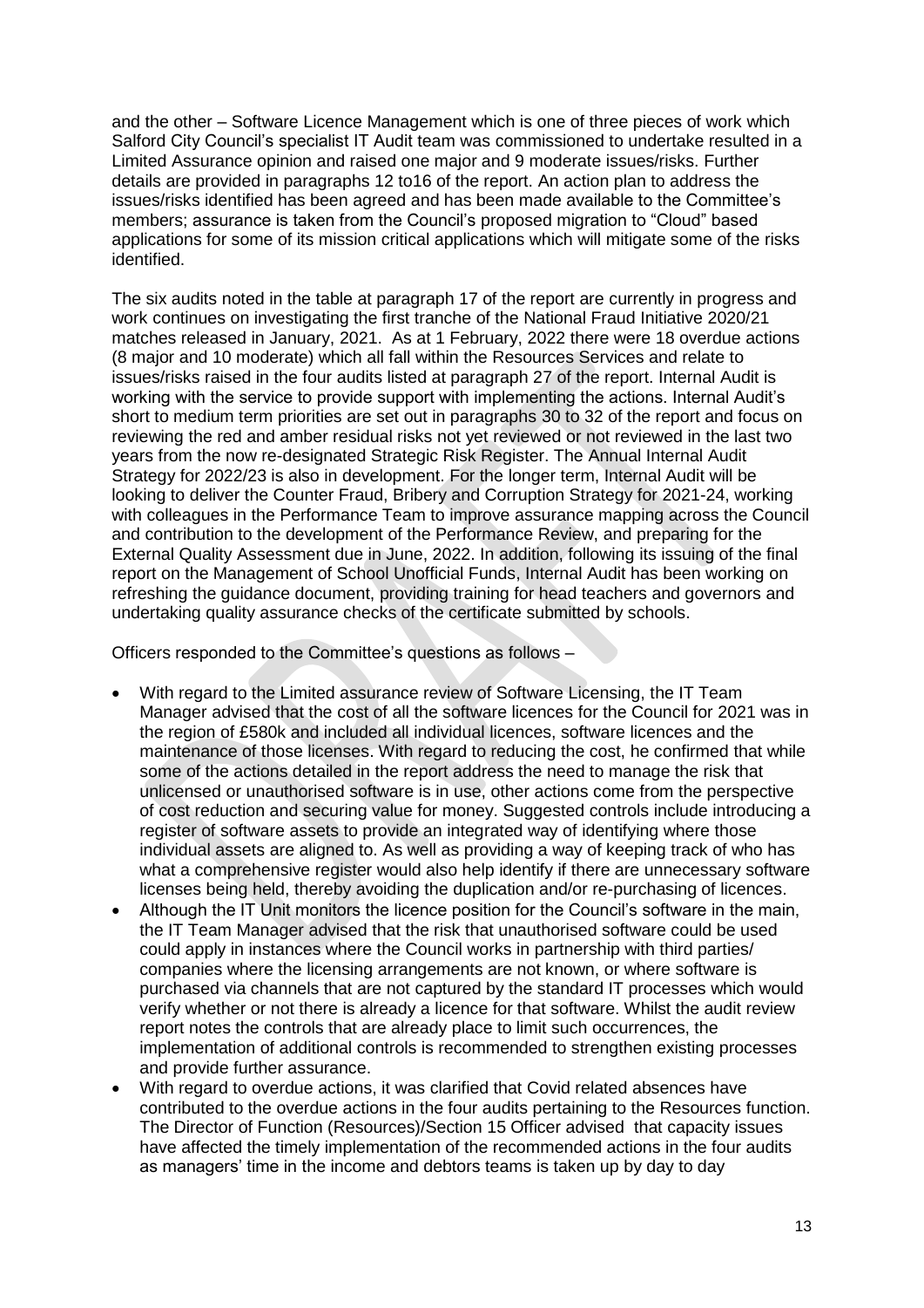and the other – Software Licence Management which is one of three pieces of work which Salford City Council's specialist IT Audit team was commissioned to undertake resulted in a Limited Assurance opinion and raised one major and 9 moderate issues/risks. Further details are provided in paragraphs 12 to16 of the report. An action plan to address the issues/risks identified has been agreed and has been made available to the Committee's members; assurance is taken from the Council's proposed migration to "Cloud" based applications for some of its mission critical applications which will mitigate some of the risks identified.

The six audits noted in the table at paragraph 17 of the report are currently in progress and work continues on investigating the first tranche of the National Fraud Initiative 2020/21 matches released in January, 2021. As at 1 February, 2022 there were 18 overdue actions (8 major and 10 moderate) which all fall within the Resources Services and relate to issues/risks raised in the four audits listed at paragraph 27 of the report. Internal Audit is working with the service to provide support with implementing the actions. Internal Audit's short to medium term priorities are set out in paragraphs 30 to 32 of the report and focus on reviewing the red and amber residual risks not yet reviewed or not reviewed in the last two years from the now re-designated Strategic Risk Register. The Annual Internal Audit Strategy for 2022/23 is also in development. For the longer term, Internal Audit will be looking to deliver the Counter Fraud, Bribery and Corruption Strategy for 2021-24, working with colleagues in the Performance Team to improve assurance mapping across the Council and contribution to the development of the Performance Review, and preparing for the External Quality Assessment due in June, 2022. In addition, following its issuing of the final report on the Management of School Unofficial Funds, Internal Audit has been working on refreshing the guidance document, providing training for head teachers and governors and undertaking quality assurance checks of the certificate submitted by schools.

Officers responded to the Committee's questions as follows –

- With regard to the Limited assurance review of Software Licensing, the IT Team Manager advised that the cost of all the software licences for the Council for 2021 was in the region of £580k and included all individual licences, software licences and the maintenance of those licenses. With regard to reducing the cost, he confirmed that while some of the actions detailed in the report address the need to manage the risk that unlicensed or unauthorised software is in use, other actions come from the perspective of cost reduction and securing value for money. Suggested controls include introducing a register of software assets to provide an integrated way of identifying where those individual assets are aligned to. As well as providing a way of keeping track of who has what a comprehensive register would also help identify if there are unnecessary software licenses being held, thereby avoiding the duplication and/or re-purchasing of licences.
- Although the IT Unit monitors the licence position for the Council's software in the main, the IT Team Manager advised that the risk that unauthorised software could be used could apply in instances where the Council works in partnership with third parties/ companies where the licensing arrangements are not known, or where software is purchased via channels that are not captured by the standard IT processes which would verify whether or not there is already a licence for that software. Whilst the audit review report notes the controls that are already place to limit such occurrences, the implementation of additional controls is recommended to strengthen existing processes and provide further assurance.
- With regard to overdue actions, it was clarified that Covid related absences have contributed to the overdue actions in the four audits pertaining to the Resources function. The Director of Function (Resources)/Section 15 Officer advised that capacity issues have affected the timely implementation of the recommended actions in the four audits as managers' time in the income and debtors teams is taken up by day to day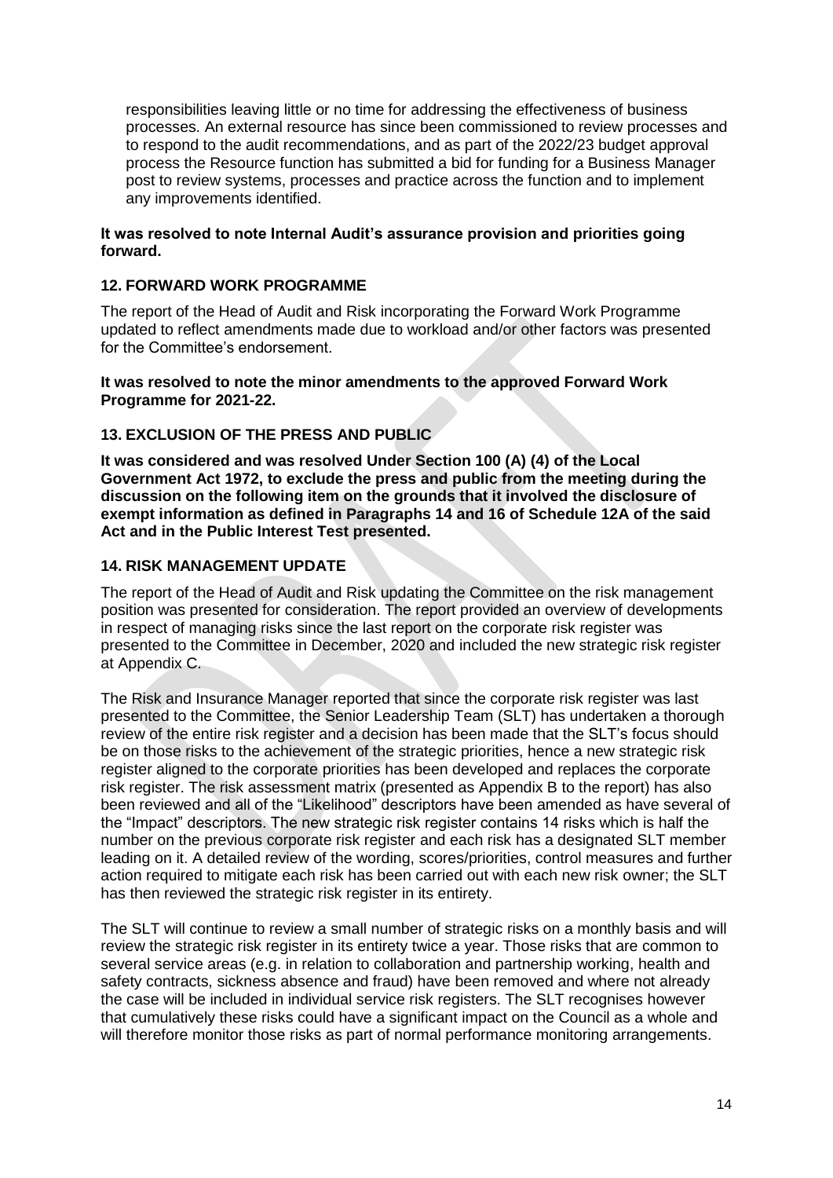responsibilities leaving little or no time for addressing the effectiveness of business processes. An external resource has since been commissioned to review processes and to respond to the audit recommendations, and as part of the 2022/23 budget approval process the Resource function has submitted a bid for funding for a Business Manager post to review systems, processes and practice across the function and to implement any improvements identified.

**It was resolved to note Internal Audit's assurance provision and priorities going forward.**

## 12. FORWARD WORK PROGRAMME

The report of the Head of Audit and Risk incorporating the Forward Work Programme updated to reflect amendments made due to workload and/or other factors was presented for the Committee's endorsement.

**It was resolved to note the minor amendments to the approved Forward Work Programme for 2021-22.**

## 13. EXCLUSION OF THE PRESS AND PUBLIC

**It was considered and was resolved Under Section 100 (A) (4) of the Local Government Act 1972, to exclude the press and public from the meeting during the discussion on the following item on the grounds that it involved the disclosure of exempt information as defined in Paragraphs 14 and 16 of Schedule 12A of the said Act and in the Public Interest Test presented.**

## 14. RISK MANAGEMENT UPDATE

The report of the Head of Audit and Risk updating the Committee on the risk management position was presented for consideration. The report provided an overview of developments in respect of managing risks since the last report on the corporate risk register was presented to the Committee in December, 2020 and included the new strategic risk register at Appendix C.

The Risk and Insurance Manager reported that since the corporate risk register was last presented to the Committee, the Senior Leadership Team (SLT) has undertaken a thorough review of the entire risk register and a decision has been made that the SLT's focus should be on those risks to the achievement of the strategic priorities, hence a new strategic risk register aligned to the corporate priorities has been developed and replaces the corporate risk register. The risk assessment matrix (presented as Appendix B to the report) has also been reviewed and all of the "Likelihood" descriptors have been amended as have several of the "Impact" descriptors. The new strategic risk register contains 14 risks which is half the number on the previous corporate risk register and each risk has a designated SLT member leading on it. A detailed review of the wording, scores/priorities, control measures and further action required to mitigate each risk has been carried out with each new risk owner; the SLT has then reviewed the strategic risk register in its entirety.

The SLT will continue to review a small number of strategic risks on a monthly basis and will review the strategic risk register in its entirety twice a year. Those risks that are common to several service areas (e.g. in relation to collaboration and partnership working, health and safety contracts, sickness absence and fraud) have been removed and where not already the case will be included in individual service risk registers. The SLT recognises however that cumulatively these risks could have a significant impact on the Council as a whole and will therefore monitor those risks as part of normal performance monitoring arrangements.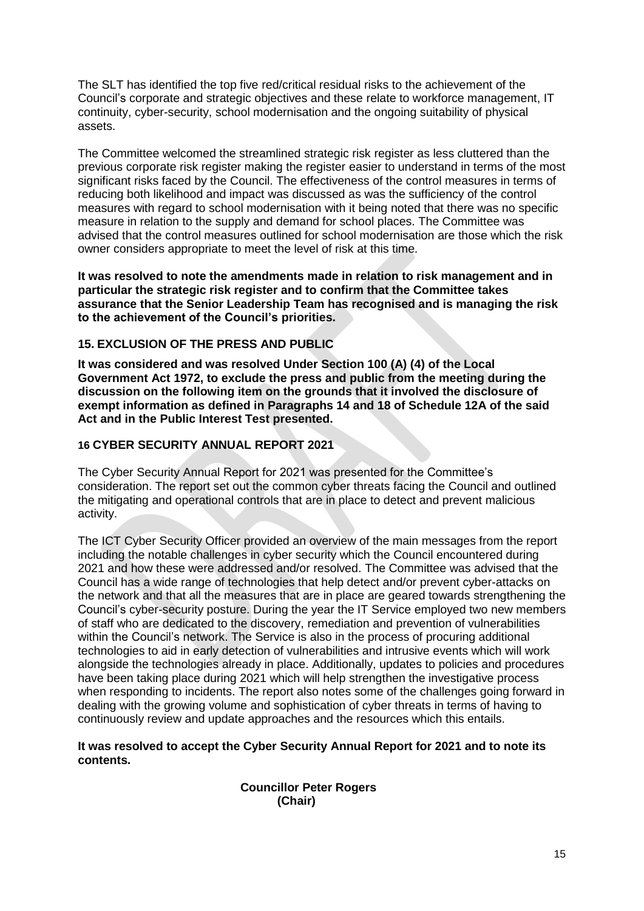The SLT has identified the top five red/critical residual risks to the achievement of the Council's corporate and strategic objectives and these relate to workforce management, IT continuity, cyber-security, school modernisation and the ongoing suitability of physical assets.

The Committee welcomed the streamlined strategic risk register as less cluttered than the previous corporate risk register making the register easier to understand in terms of the most significant risks faced by the Council. The effectiveness of the control measures in terms of reducing both likelihood and impact was discussed as was the sufficiency of the control measures with regard to school modernisation with it being noted that there was no specific measure in relation to the supply and demand for school places. The Committee was advised that the control measures outlined for school modernisation are those which the risk owner considers appropriate to meet the level of risk at this time.

**It was resolved to note the amendments made in relation to risk management and in particular the strategic risk register and to confirm that the Committee takes assurance that the Senior Leadership Team has recognised and is managing the risk to the achievement of the Council's priorities.**

## 15. EXCLUSION OF THE PRESS AND PUBLIC

**It was considered and was resolved Under Section 100 (A) (4) of the Local Government Act 1972, to exclude the press and public from the meeting during the discussion on the following item on the grounds that it involved the disclosure of exempt information as defined in Paragraphs 14 and 18 of Schedule 12A of the said Act and in the Public Interest Test presented.**

## 16 CYBER SECURITY ANNUAL REPORT 2021

The Cyber Security Annual Report for 2021 was presented for the Committee's consideration. The report set out the common cyber threats facing the Council and outlined the mitigating and operational controls that are in place to detect and prevent malicious activity.

The ICT Cyber Security Officer provided an overview of the main messages from the report including the notable challenges in cyber security which the Council encountered during 2021 and how these were addressed and/or resolved. The Committee was advised that the Council has a wide range of technologies that help detect and/or prevent cyber-attacks on the network and that all the measures that are in place are geared towards strengthening the Council's cyber-security posture. During the year the IT Service employed two new members of staff who are dedicated to the discovery, remediation and prevention of vulnerabilities within the Council's network. The Service is also in the process of procuring additional technologies to aid in early detection of vulnerabilities and intrusive events which will work alongside the technologies already in place. Additionally, updates to policies and procedures have been taking place during 2021 which will help strengthen the investigative process when responding to incidents. The report also notes some of the challenges going forward in dealing with the growing volume and sophistication of cyber threats in terms of having to continuously review and update approaches and the resources which this entails.

**It was resolved to accept the Cyber Security Annual Report for 2021 and to note its contents.**

**Councillor Peter Rogers**
**(Chair)**